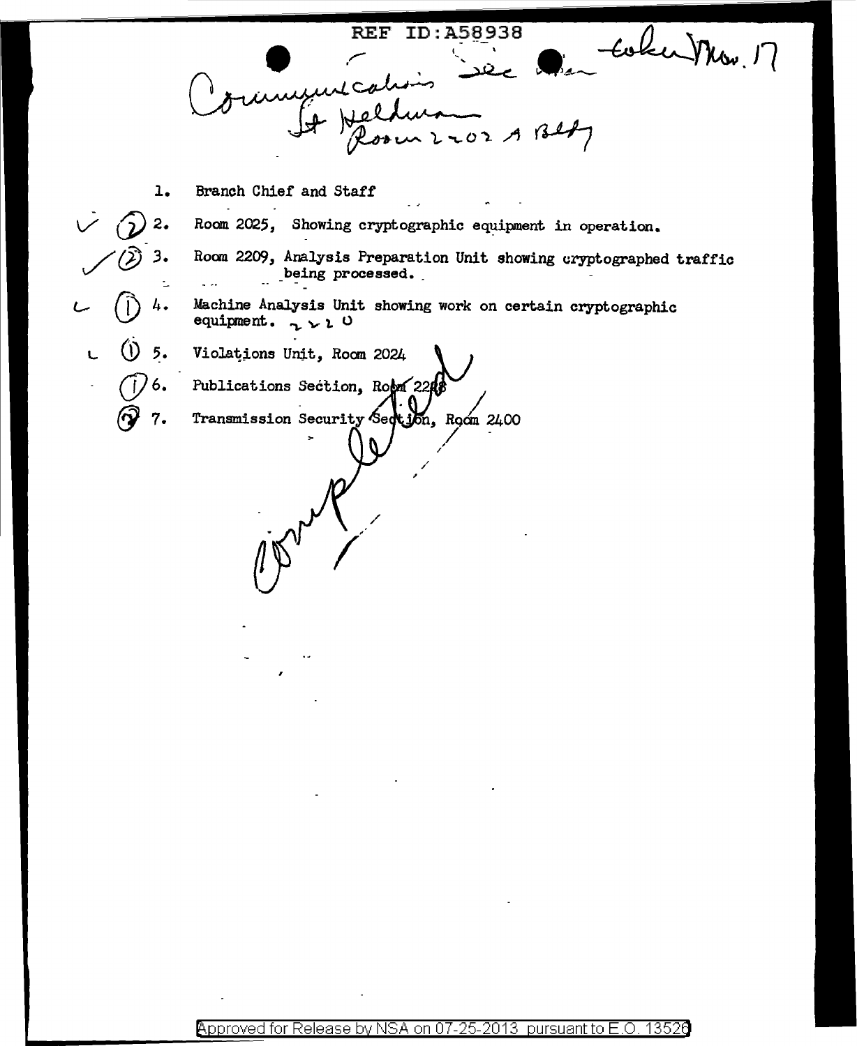REF ID:A58938

Communications Sec ... taken Nov. 17
Lt Heldman
Room 2202 A Bldg

1. Branch Chief and Staff
2. Room 2025, Showing cryptographic equipment in operation.
3. Room 2209, Analysis Preparation Unit showing cryptographed traffic being processed.
4. Machine Analysis Unit showing work on certain cryptographic equipment.
5. Violations Unit, Room 2024
6. Publications Section, Room 2228
7. Transmission Security Section, Room 2400

Completed

Approved for Release by NSA on 07-25-2013 pursuant to E.O. 13526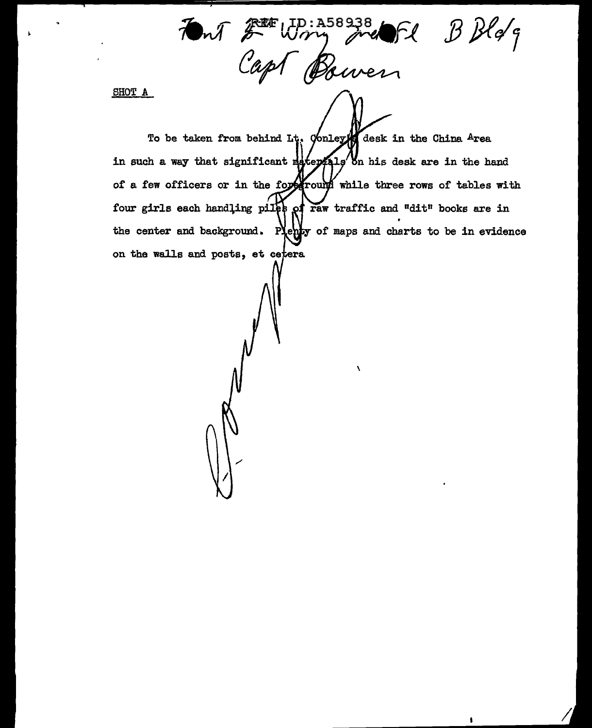Font & Wing ... B Bldg
Capt Bowen

REF ID:A58938

SHOT A

To be taken from behind Lt. Conley's desk in the China Area in such a way that significant materials on his desk are in the hand of a few officers or in the foreground while three rows of tables with four girls each handling piles of raw traffic and "dit" books are in the center and background. Plenty of maps and charts to be in evidence on the walls and posts, et cetera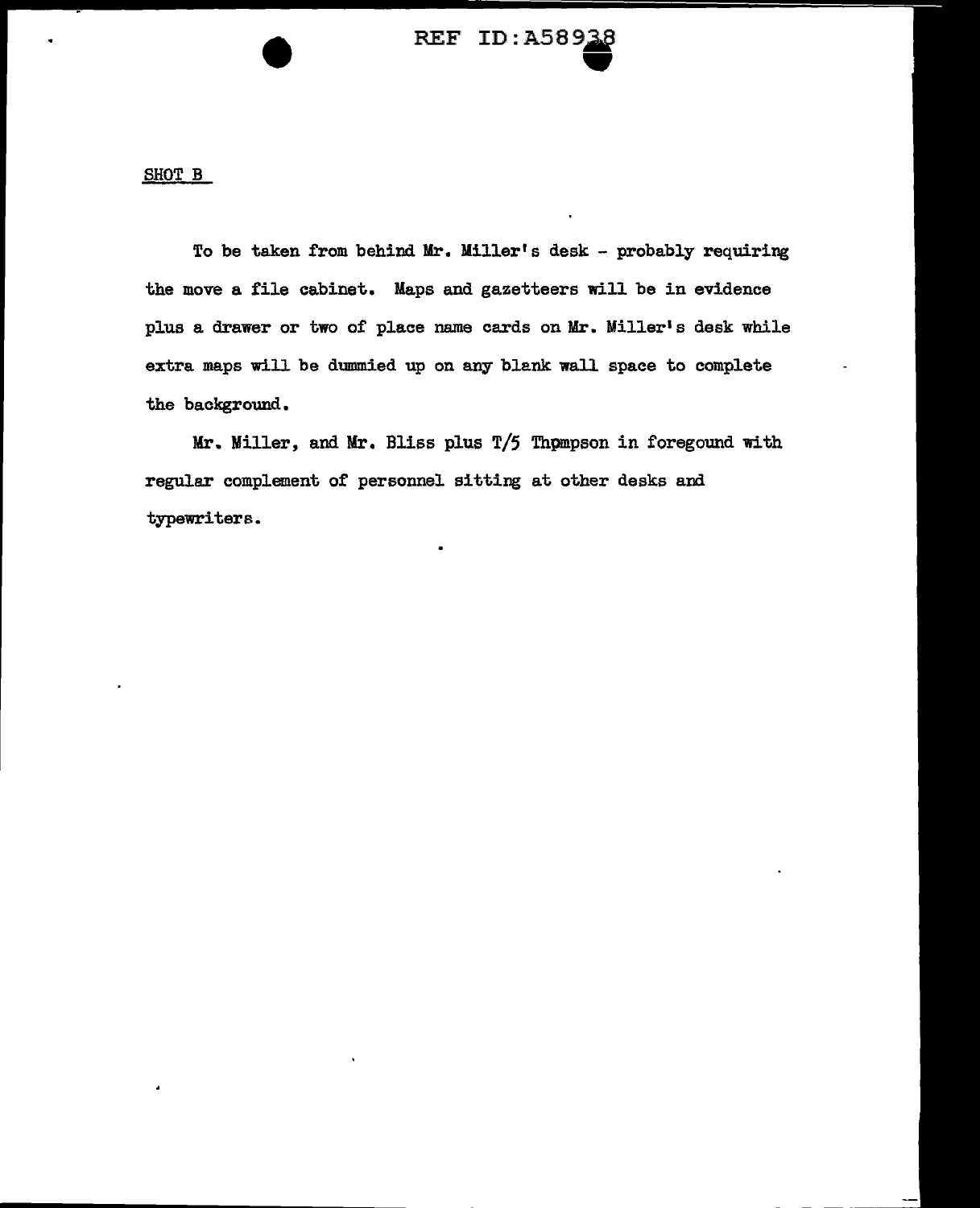SHOT B

To be taken from behind Mr. Miller's desk - probably requiring the move a file cabinet. Maps and gazetteers will be in evidence plus a drawer or two of place name cards on Mr. Miller's desk while extra maps will be dummied up on any blank wall space to complete the background.

Mr. Miller, and Mr. Bliss plus T/5 Thpmpson in foregound with regular complement of personnel sitting at other desks and typewriters.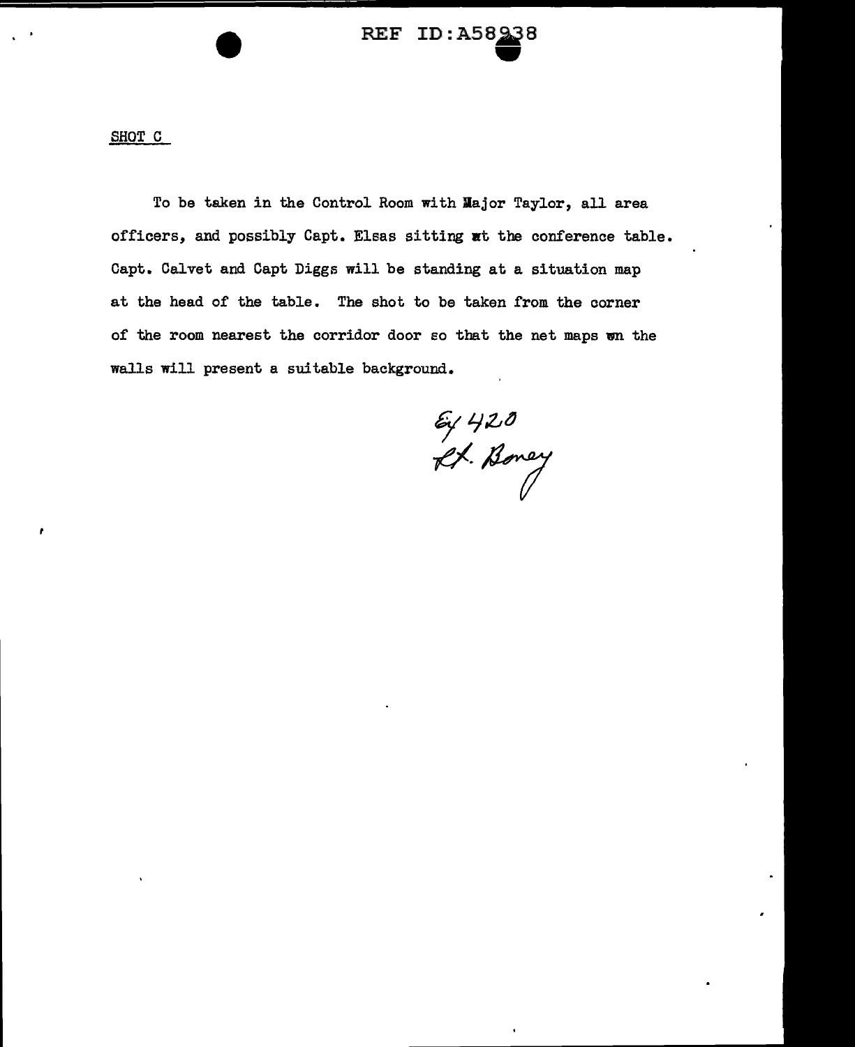SHOT C

To be taken in the Control Room with Major Taylor, all area officers, and possibly Capt. Elsas sitting at the conference table. Capt. Calvet and Capt Diggs will be standing at a situation map at the head of the table. The shot to be taken from the corner of the room nearest the corridor door so that the net maps on the walls will present a suitable background.

Ey 420
Lt. Boney